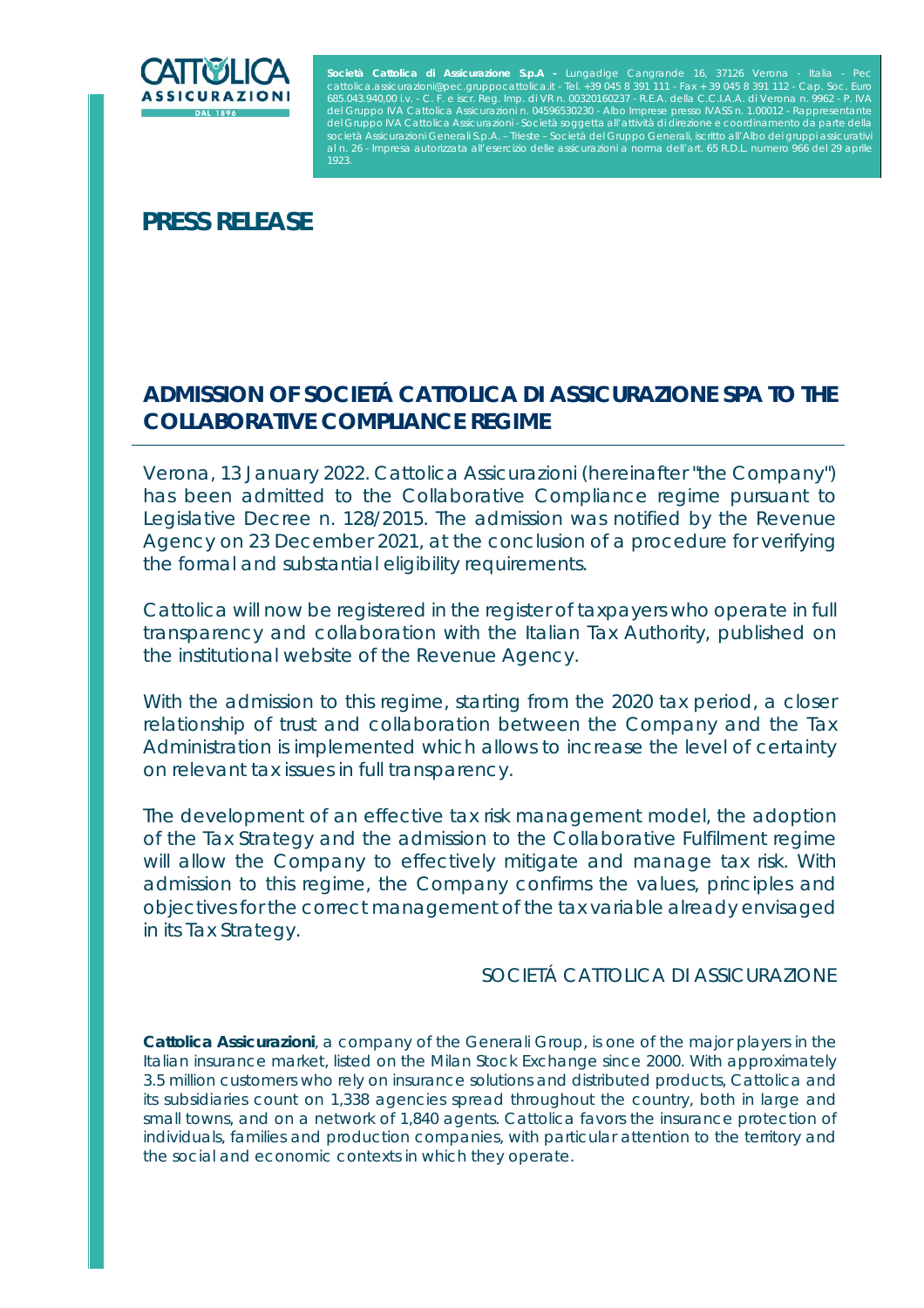**Società Cattolica di Assicurazione S.p.A -** Lungadige Cangrande 16, 37126 Verona - Italia - Pec cattolica.assicurazioni@pec.gruppocattolica.it - Tel. +39 045 8 391 111 - Fax + 39 045 8 391 112 - Cap. Soc. Euro 685.043.940,00 i.v. - C. F. e iscr. Reg. Imp. di VR n. 00320160237 - R.E.A. della C.C.I.A.A. di Verona n. 9962 - P. IVA del Gruppo IVA Cattolica Assicurazioni n. 04596530230 - Albo Imprese presso IVASS n. 1.00012 - Rappresentante del Gruppo IVA Cattolica Assicurazioni - Società soggetta all'attività di direzione e coordinamento da parte della società Assicurazioni Generali S.p.A. – Trieste – Società del Gruppo Generali, iscritto all'Albo dei gruppi assicurativi al n. 26 - Impresa autorizzata all'esercizio delle assicurazioni a norma dell'art. 65 R.D.L. numero 966 del 29 aprile 1923.

# PRESS RELEASE

## ADMISSION OF SOCIETÁ CATTOLICA DI ASSICURAZIONE SPA TO THE COLLABORATIVE COMPLIANCE REGIME

Verona, 13 January 2022. Cattolica Assicurazioni (hereinafter "the Company") has been admitted to the Collaborative Compliance regime pursuant to Legislative Decree n. 128/2015. The admission was notified by the Revenue Agency on 23 December 2021, at the conclusion of a procedure for verifying the formal and substantial eligibility requirements.

Cattolica will now be registered in the register of taxpayers who operate in full transparency and collaboration with the Italian Tax Authority, published on the institutional website of the Revenue Agency.

With the admission to this regime, starting from the 2020 tax period, a closer relationship of trust and collaboration between the Company and the Tax Administration is implemented which allows to increase the level of certainty on relevant tax issues in full transparency.

The development of an effective tax risk management model, the adoption of the Tax Strategy and the admission to the Collaborative Fulfilment regime will allow the Company to effectively mitigate and manage tax risk. With admission to this regime, the Company confirms the values, principles and objectives for the correct management of the tax variable already envisaged in its Tax Strategy.

SOCIETÁ CATTOLICA DI ASSICURAZIONE

**Cattolica Assicurazioni**, a company of the Generali Group, is one of the major players in the Italian insurance market, listed on the Milan Stock Exchange since 2000. With approximately 3.5 million customers who rely on insurance solutions and distributed products, Cattolica and its subsidiaries count on 1,338 agencies spread throughout the country, both in large and small towns, and on a network of 1,840 agents. Cattolica favors the insurance protection of individuals, families and production companies, with particular attention to the territory and the social and economic contexts in which they operate.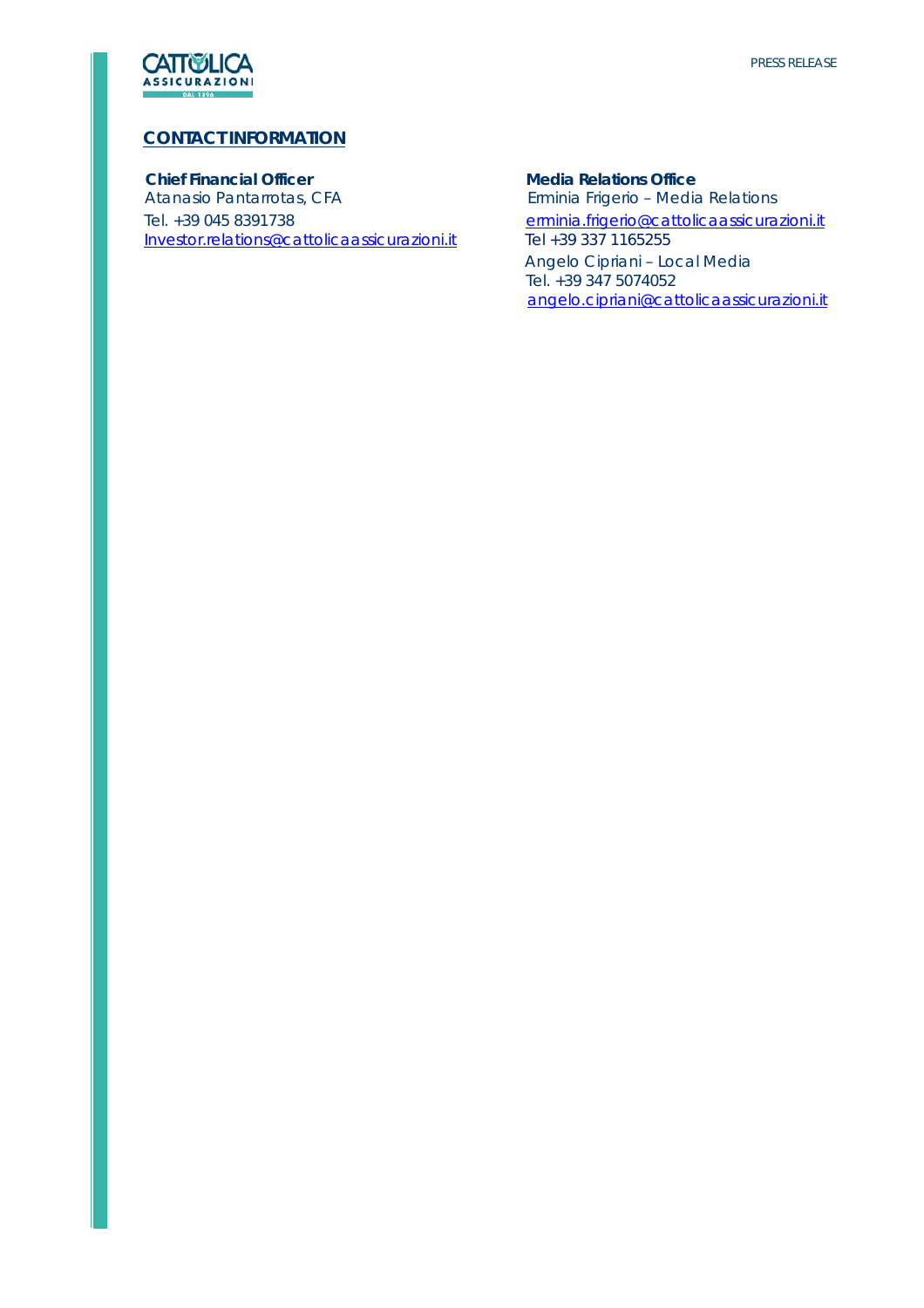## CONTACT INFORMATION

**Chief Financial Officer**
Atanasio Pantarrotas, CFA
Tel. +39 045 8391738
Investor.relations@cattolicaassicurazioni.it

**Media Relations Office**
Erminia Frigerio – Media Relations
erminia.frigerio@cattolicaassicurazioni.it
Tel +39 337 1165255
Angelo Cipriani – Local Media
Tel. +39 347 5074052
angelo.cipriani@cattolicaassicurazioni.it